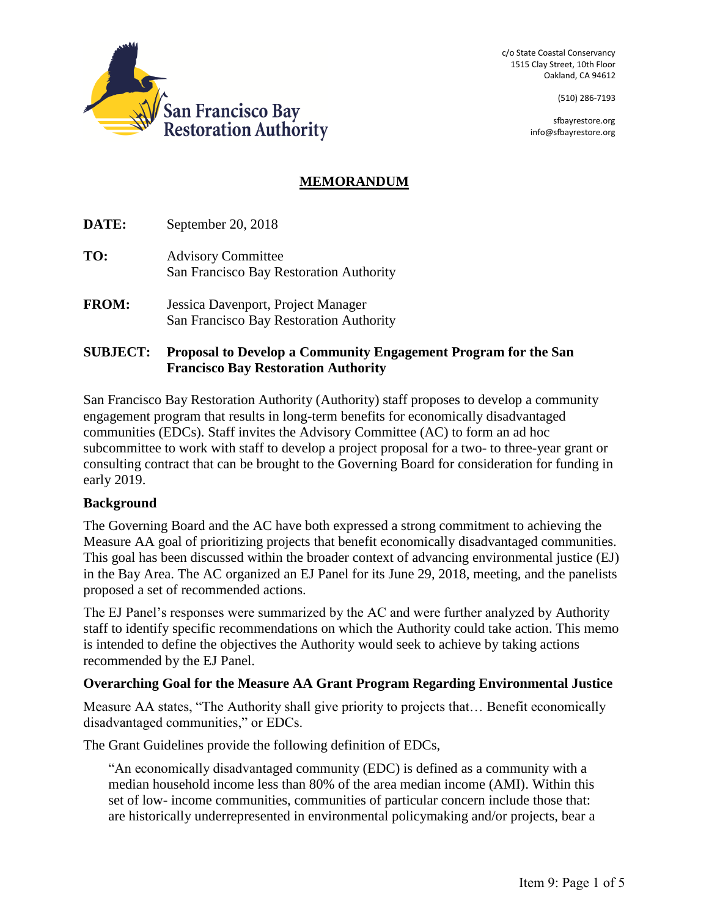San Francisco Bay Restoration Authority

c/o State Coastal Conservancy
1515 Clay Street, 10th Floor
Oakland, CA 94612

(510) 286-7193

sfbayrestore.org
info@sfbayrestore.org

# MEMORANDUM

**DATE:** September 20, 2018

**TO:** Advisory Committee
San Francisco Bay Restoration Authority

**FROM:** Jessica Davenport, Project Manager
San Francisco Bay Restoration Authority

**SUBJECT:** **Proposal to Develop a Community Engagement Program for the San Francisco Bay Restoration Authority**

San Francisco Bay Restoration Authority (Authority) staff proposes to develop a community engagement program that results in long-term benefits for economically disadvantaged communities (EDCs). Staff invites the Advisory Committee (AC) to form an ad hoc subcommittee to work with staff to develop a project proposal for a two- to three-year grant or consulting contract that can be brought to the Governing Board for consideration for funding in early 2019.

## Background

The Governing Board and the AC have both expressed a strong commitment to achieving the Measure AA goal of prioritizing projects that benefit economically disadvantaged communities. This goal has been discussed within the broader context of advancing environmental justice (EJ) in the Bay Area. The AC organized an EJ Panel for its June 29, 2018, meeting, and the panelists proposed a set of recommended actions.

The EJ Panel's responses were summarized by the AC and were further analyzed by Authority staff to identify specific recommendations on which the Authority could take action. This memo is intended to define the objectives the Authority would seek to achieve by taking actions recommended by the EJ Panel.

## Overarching Goal for the Measure AA Grant Program Regarding Environmental Justice

Measure AA states, "The Authority shall give priority to projects that… Benefit economically disadvantaged communities," or EDCs.

The Grant Guidelines provide the following definition of EDCs,

> "An economically disadvantaged community (EDC) is defined as a community with a median household income less than 80% of the area median income (AMI). Within this set of low- income communities, communities of particular concern include those that: are historically underrepresented in environmental policymaking and/or projects, bear a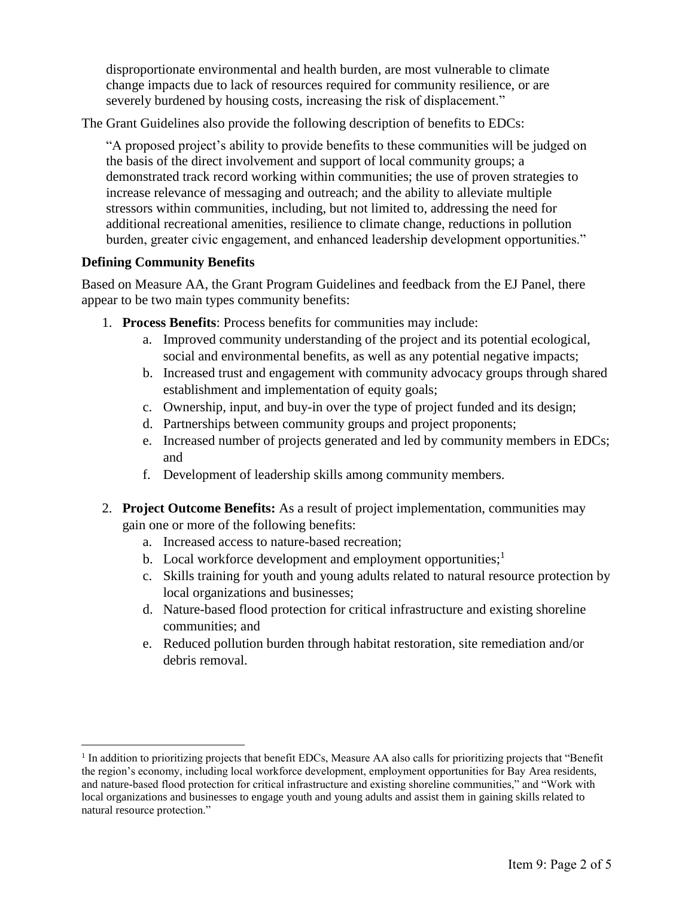disproportionate environmental and health burden, are most vulnerable to climate change impacts due to lack of resources required for community resilience, or are severely burdened by housing costs, increasing the risk of displacement."

The Grant Guidelines also provide the following description of benefits to EDCs:

> "A proposed project's ability to provide benefits to these communities will be judged on the basis of the direct involvement and support of local community groups; a demonstrated track record working within communities; the use of proven strategies to increase relevance of messaging and outreach; and the ability to alleviate multiple stressors within communities, including, but not limited to, addressing the need for additional recreational amenities, resilience to climate change, reductions in pollution burden, greater civic engagement, and enhanced leadership development opportunities."

**Defining Community Benefits**

Based on Measure AA, the Grant Program Guidelines and feedback from the EJ Panel, there appear to be two main types community benefits:

1. **Process Benefits**: Process benefits for communities may include:
   a. Improved community understanding of the project and its potential ecological, social and environmental benefits, as well as any potential negative impacts;
   b. Increased trust and engagement with community advocacy groups through shared establishment and implementation of equity goals;
   c. Ownership, input, and buy-in over the type of project funded and its design;
   d. Partnerships between community groups and project proponents;
   e. Increased number of projects generated and led by community members in EDCs; and
   f. Development of leadership skills among community members.

2. **Project Outcome Benefits:** As a result of project implementation, communities may gain one or more of the following benefits:
   a. Increased access to nature-based recreation;
   b. Local workforce development and employment opportunities;[1]
   c. Skills training for youth and young adults related to natural resource protection by local organizations and businesses;
   d. Nature-based flood protection for critical infrastructure and existing shoreline communities; and
   e. Reduced pollution burden through habitat restoration, site remediation and/or debris removal.

[1] In addition to prioritizing projects that benefit EDCs, Measure AA also calls for prioritizing projects that "Benefit the region's economy, including local workforce development, employment opportunities for Bay Area residents, and nature-based flood protection for critical infrastructure and existing shoreline communities," and "Work with local organizations and businesses to engage youth and young adults and assist them in gaining skills related to natural resource protection."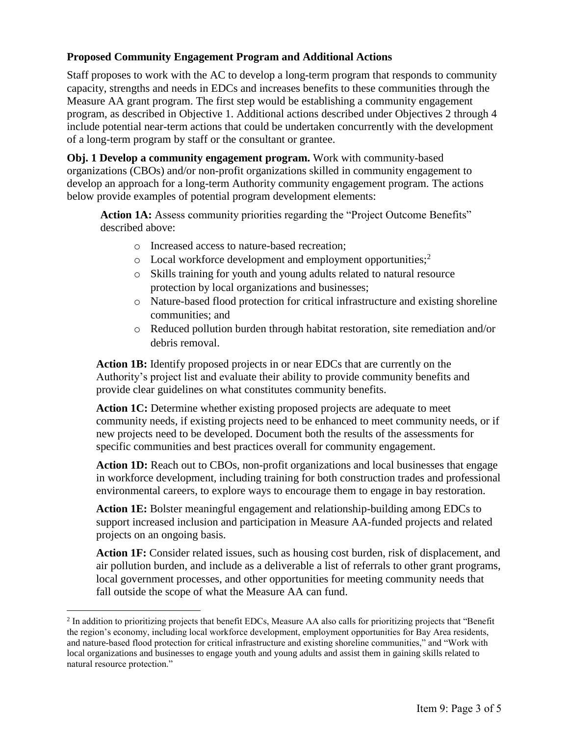**Proposed Community Engagement Program and Additional Actions**

Staff proposes to work with the AC to develop a long-term program that responds to community capacity, strengths and needs in EDCs and increases benefits to these communities through the Measure AA grant program. The first step would be establishing a community engagement program, as described in Objective 1. Additional actions described under Objectives 2 through 4 include potential near-term actions that could be undertaken concurrently with the development of a long-term program by staff or the consultant or grantee.

**Obj. 1 Develop a community engagement program.** Work with community-based organizations (CBOs) and/or non-profit organizations skilled in community engagement to develop an approach for a long-term Authority community engagement program. The actions below provide examples of potential program development elements:

**Action 1A:** Assess community priorities regarding the "Project Outcome Benefits" described above:

- Increased access to nature-based recreation;
- Local workforce development and employment opportunities;[2]
- Skills training for youth and young adults related to natural resource protection by local organizations and businesses;
- Nature-based flood protection for critical infrastructure and existing shoreline communities; and
- Reduced pollution burden through habitat restoration, site remediation and/or debris removal.

**Action 1B:** Identify proposed projects in or near EDCs that are currently on the Authority's project list and evaluate their ability to provide community benefits and provide clear guidelines on what constitutes community benefits.

**Action 1C:** Determine whether existing proposed projects are adequate to meet community needs, if existing projects need to be enhanced to meet community needs, or if new projects need to be developed. Document both the results of the assessments for specific communities and best practices overall for community engagement.

**Action 1D:** Reach out to CBOs, non-profit organizations and local businesses that engage in workforce development, including training for both construction trades and professional environmental careers, to explore ways to encourage them to engage in bay restoration.

**Action 1E:** Bolster meaningful engagement and relationship-building among EDCs to support increased inclusion and participation in Measure AA-funded projects and related projects on an ongoing basis.

**Action 1F:** Consider related issues, such as housing cost burden, risk of displacement, and air pollution burden, and include as a deliverable a list of referrals to other grant programs, local government processes, and other opportunities for meeting community needs that fall outside the scope of what the Measure AA can fund.

[2] In addition to prioritizing projects that benefit EDCs, Measure AA also calls for prioritizing projects that "Benefit the region's economy, including local workforce development, employment opportunities for Bay Area residents, and nature-based flood protection for critical infrastructure and existing shoreline communities," and "Work with local organizations and businesses to engage youth and young adults and assist them in gaining skills related to natural resource protection."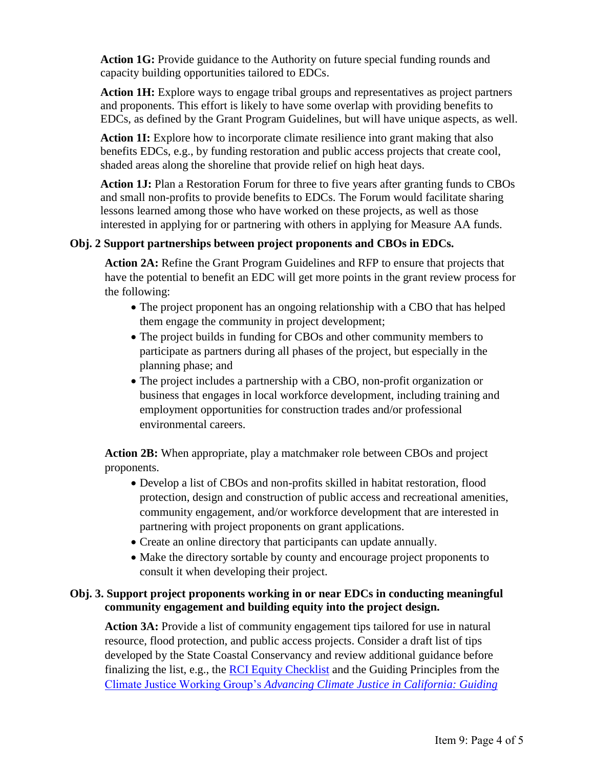**Action 1G:** Provide guidance to the Authority on future special funding rounds and capacity building opportunities tailored to EDCs.

**Action 1H:** Explore ways to engage tribal groups and representatives as project partners and proponents. This effort is likely to have some overlap with providing benefits to EDCs, as defined by the Grant Program Guidelines, but will have unique aspects, as well.

**Action 1I:** Explore how to incorporate climate resilience into grant making that also benefits EDCs, e.g., by funding restoration and public access projects that create cool, shaded areas along the shoreline that provide relief on high heat days.

**Action 1J:** Plan a Restoration Forum for three to five years after granting funds to CBOs and small non-profits to provide benefits to EDCs. The Forum would facilitate sharing lessons learned among those who have worked on these projects, as well as those interested in applying for or partnering with others in applying for Measure AA funds.

**Obj. 2 Support partnerships between project proponents and CBOs in EDCs.**

**Action 2A:** Refine the Grant Program Guidelines and RFP to ensure that projects that have the potential to benefit an EDC will get more points in the grant review process for the following:

- The project proponent has an ongoing relationship with a CBO that has helped them engage the community in project development;
- The project builds in funding for CBOs and other community members to participate as partners during all phases of the project, but especially in the planning phase; and
- The project includes a partnership with a CBO, non-profit organization or business that engages in local workforce development, including training and employment opportunities for construction trades and/or professional environmental careers.

**Action 2B:** When appropriate, play a matchmaker role between CBOs and project proponents.

- Develop a list of CBOs and non-profits skilled in habitat restoration, flood protection, design and construction of public access and recreational amenities, community engagement, and/or workforce development that are interested in partnering with project proponents on grant applications.
- Create an online directory that participants can update annually.
- Make the directory sortable by county and encourage project proponents to consult it when developing their project.

**Obj. 3. Support project proponents working in or near EDCs in conducting meaningful community engagement and building equity into the project design.**

**Action 3A:** Provide a list of community engagement tips tailored for use in natural resource, flood protection, and public access projects. Consider a draft list of tips developed by the State Coastal Conservancy and review additional guidance before finalizing the list, e.g., the RCI Equity Checklist and the Guiding Principles from the Climate Justice Working Group's *Advancing Climate Justice in California: Guiding*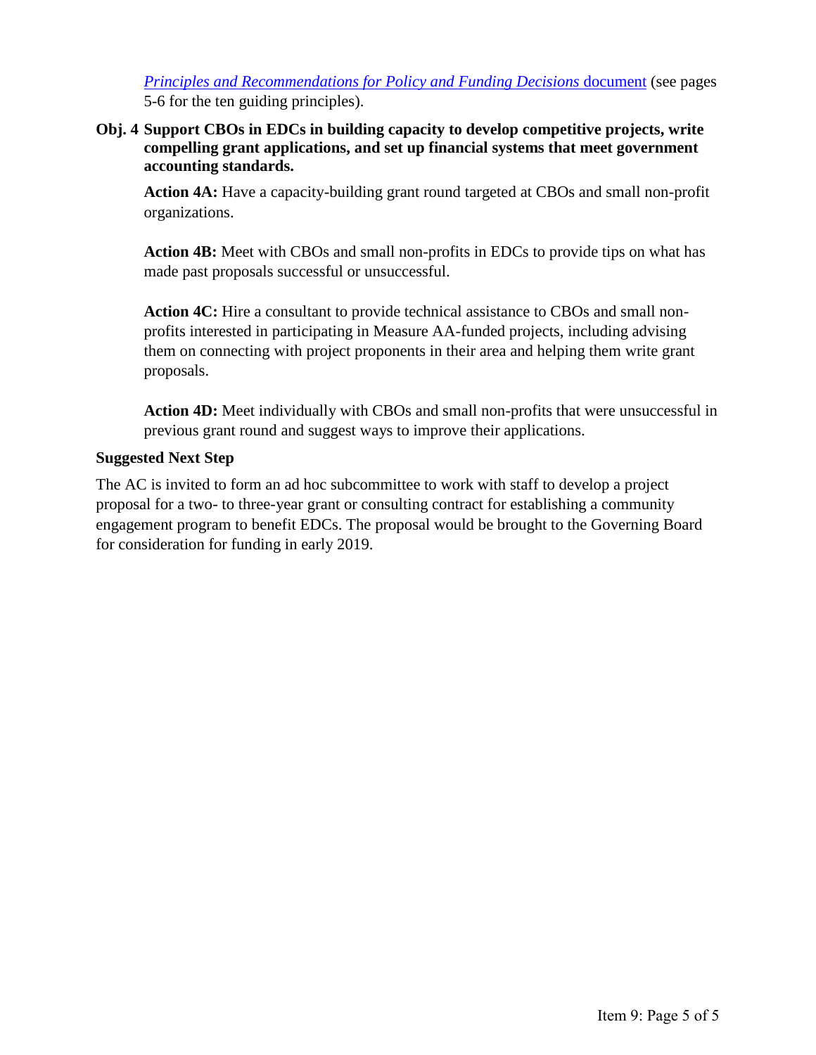*Principles and Recommendations for Policy and Funding Decisions* document (see pages 5-6 for the ten guiding principles).

**Obj. 4 Support CBOs in EDCs in building capacity to develop competitive projects, write compelling grant applications, and set up financial systems that meet government accounting standards.**

**Action 4A:** Have a capacity-building grant round targeted at CBOs and small non-profit organizations.

**Action 4B:** Meet with CBOs and small non-profits in EDCs to provide tips on what has made past proposals successful or unsuccessful.

**Action 4C:** Hire a consultant to provide technical assistance to CBOs and small non-profits interested in participating in Measure AA-funded projects, including advising them on connecting with project proponents in their area and helping them write grant proposals.

**Action 4D:** Meet individually with CBOs and small non-profits that were unsuccessful in previous grant round and suggest ways to improve their applications.

**Suggested Next Step**

The AC is invited to form an ad hoc subcommittee to work with staff to develop a project proposal for a two- to three-year grant or consulting contract for establishing a community engagement program to benefit EDCs. The proposal would be brought to the Governing Board for consideration for funding in early 2019.